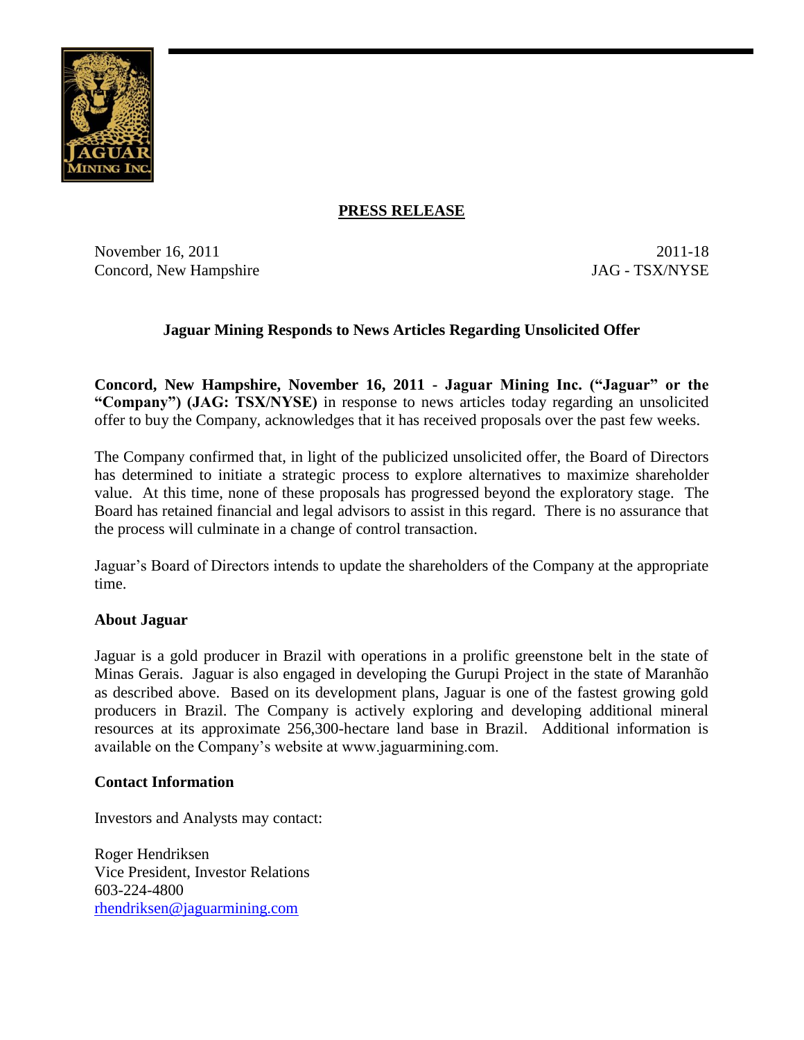## PRESS RELEASE

November 16, 2011 2011-18
Concord, New Hampshire JAG - TSX/NYSE

### Jaguar Mining Responds to News Articles Regarding Unsolicited Offer

**Concord, New Hampshire, November 16, 2011 - Jaguar Mining Inc. ("Jaguar" or the "Company") (JAG: TSX/NYSE)** in response to news articles today regarding an unsolicited offer to buy the Company, acknowledges that it has received proposals over the past few weeks.

The Company confirmed that, in light of the publicized unsolicited offer, the Board of Directors has determined to initiate a strategic process to explore alternatives to maximize shareholder value. At this time, none of these proposals has progressed beyond the exploratory stage. The Board has retained financial and legal advisors to assist in this regard. There is no assurance that the process will culminate in a change of control transaction.

Jaguar's Board of Directors intends to update the shareholders of the Company at the appropriate time.

**About Jaguar**

Jaguar is a gold producer in Brazil with operations in a prolific greenstone belt in the state of Minas Gerais. Jaguar is also engaged in developing the Gurupi Project in the state of Maranhão as described above. Based on its development plans, Jaguar is one of the fastest growing gold producers in Brazil. The Company is actively exploring and developing additional mineral resources at its approximate 256,300-hectare land base in Brazil. Additional information is available on the Company's website at www.jaguarmining.com.

**Contact Information**

Investors and Analysts may contact:

Roger Hendriksen
Vice President, Investor Relations
603-224-4800
rhendriksen@jaguarmining.com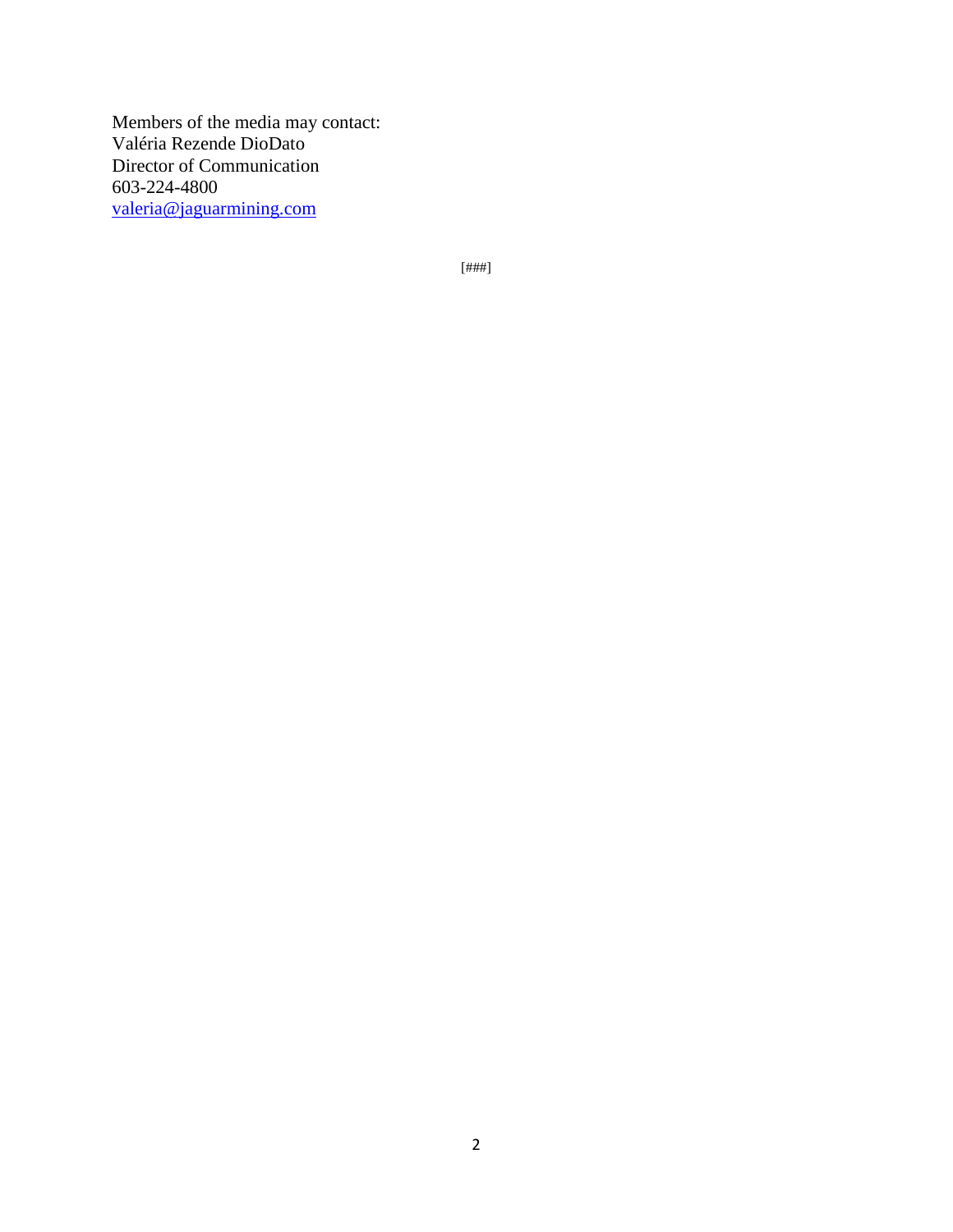Members of the media may contact:
Valéria Rezende DioDato
Director of Communication
603-224-4800
[valeria@jaguarmining.com](mailto:valeria@jaguarmining.com)

[###]